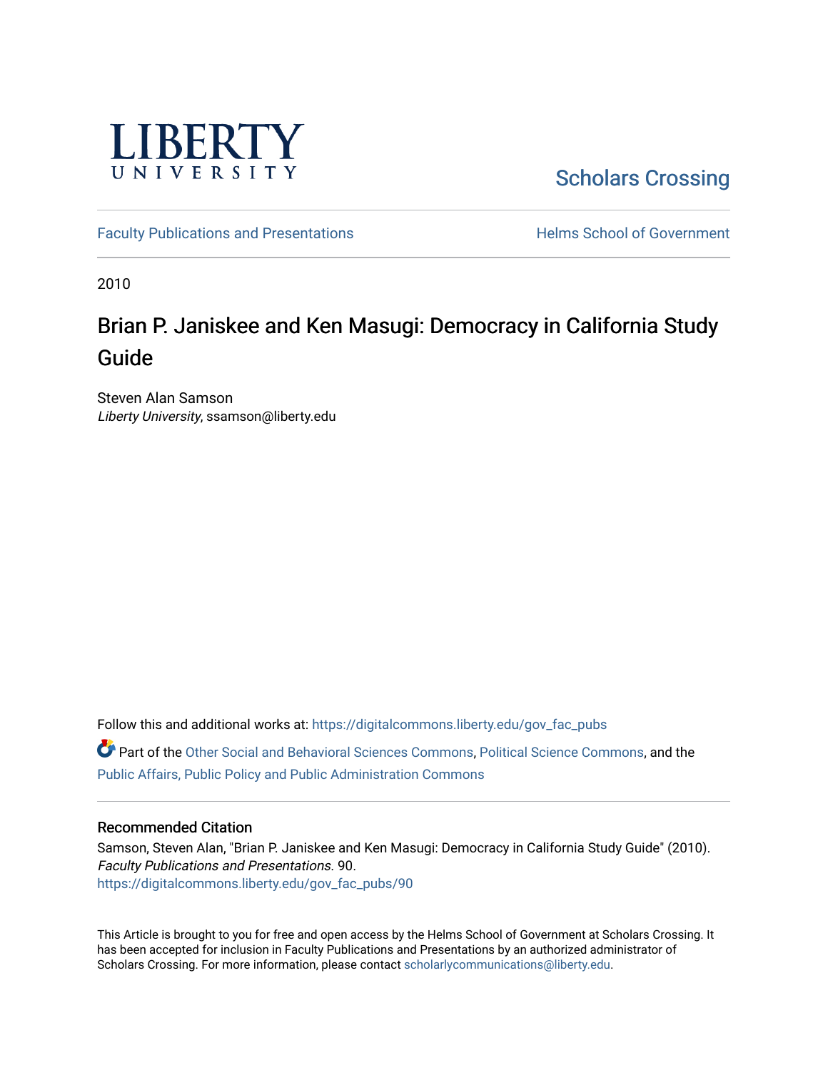# LIBERTY UNIVERSITY

Scholars Crossing

Faculty Publications and Presentations

Helms School of Government

2010

# Brian P. Janiskee and Ken Masugi: Democracy in California Study Guide

Steven Alan Samson
*Liberty University*, ssamson@liberty.edu

Follow this and additional works at: https://digitalcommons.liberty.edu/gov_fac_pubs

Part of the Other Social and Behavioral Sciences Commons, Political Science Commons, and the Public Affairs, Public Policy and Public Administration Commons

## Recommended Citation

Samson, Steven Alan, "Brian P. Janiskee and Ken Masugi: Democracy in California Study Guide" (2010). *Faculty Publications and Presentations*. 90.
https://digitalcommons.liberty.edu/gov_fac_pubs/90

This Article is brought to you for free and open access by the Helms School of Government at Scholars Crossing. It has been accepted for inclusion in Faculty Publications and Presentations by an authorized administrator of Scholars Crossing. For more information, please contact scholarlycommunications@liberty.edu.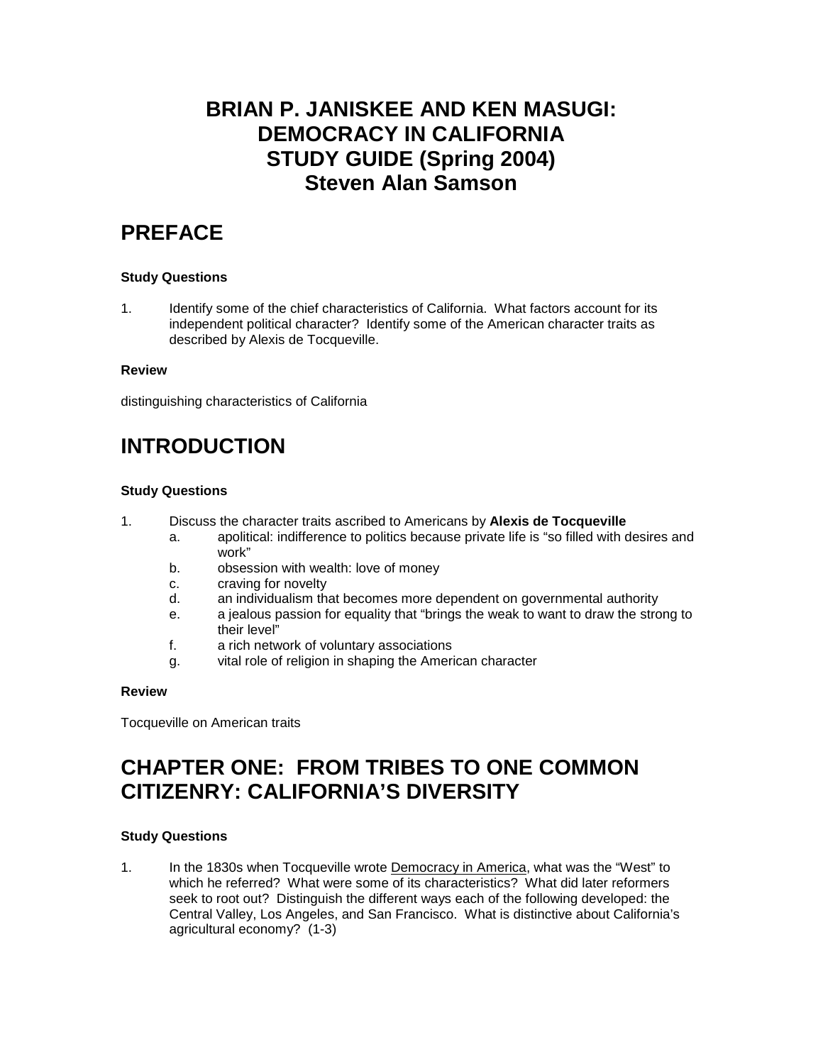# BRIAN P. JANISKEE AND KEN MASUGI: DEMOCRACY IN CALIFORNIA STUDY GUIDE (Spring 2004) Steven Alan Samson

## PREFACE

**Study Questions**

1. Identify some of the chief characteristics of California. What factors account for its independent political character? Identify some of the American character traits as described by Alexis de Tocqueville.

**Review**

distinguishing characteristics of California

## INTRODUCTION

**Study Questions**

1. Discuss the character traits ascribed to Americans by **Alexis de Tocqueville**
   a. apolitical: indifference to politics because private life is "so filled with desires and work"
   b. obsession with wealth: love of money
   c. craving for novelty
   d. an individualism that becomes more dependent on governmental authority
   e. a jealous passion for equality that "brings the weak to want to draw the strong to their level"
   f. a rich network of voluntary associations
   g. vital role of religion in shaping the American character

**Review**

Tocqueville on American traits

## CHAPTER ONE: FROM TRIBES TO ONE COMMON CITIZENRY: CALIFORNIA'S DIVERSITY

**Study Questions**

1. In the 1830s when Tocqueville wrote Democracy in America, what was the "West" to which he referred? What were some of its characteristics? What did later reformers seek to root out? Distinguish the different ways each of the following developed: the Central Valley, Los Angeles, and San Francisco. What is distinctive about California's agricultural economy? (1-3)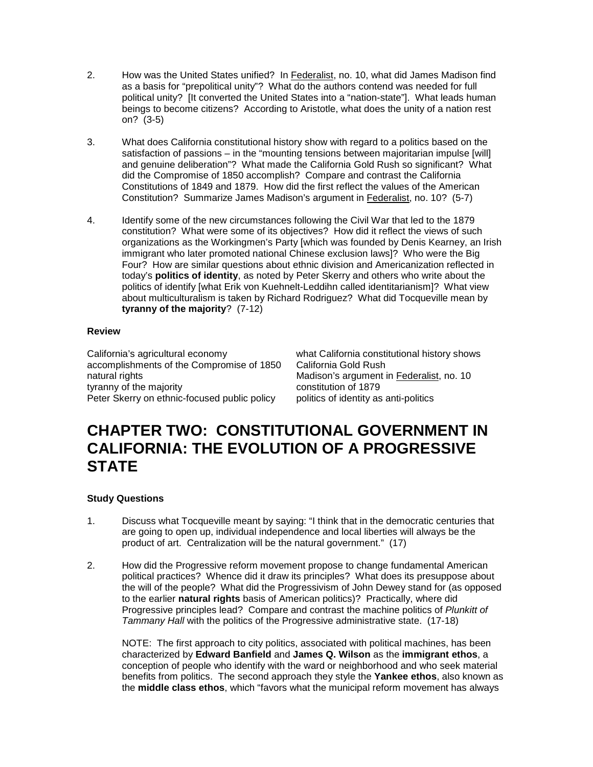2. How was the United States unified? In Federalist, no. 10, what did James Madison find as a basis for "prepolitical unity"? What do the authors contend was needed for full political unity? [It converted the United States into a "nation-state"]. What leads human beings to become citizens? According to Aristotle, what does the unity of a nation rest on? (3-5)

3. What does California constitutional history show with regard to a politics based on the satisfaction of passions – in the "mounting tensions between majoritarian impulse [will] and genuine deliberation"? What made the California Gold Rush so significant? What did the Compromise of 1850 accomplish? Compare and contrast the California Constitutions of 1849 and 1879. How did the first reflect the values of the American Constitution? Summarize James Madison's argument in Federalist, no. 10? (5-7)

4. Identify some of the new circumstances following the Civil War that led to the 1879 constitution? What were some of its objectives? How did it reflect the views of such organizations as the Workingmen's Party [which was founded by Denis Kearney, an Irish immigrant who later promoted national Chinese exclusion laws]? Who were the Big Four? How are similar questions about ethnic division and Americanization reflected in today's **politics of identity**, as noted by Peter Skerry and others who write about the politics of identify [what Erik von Kuehnelt-Leddihn called identitarianism]? What view about multiculturalism is taken by Richard Rodriguez? What did Tocqueville mean by **tyranny of the majority**? (7-12)

**Review**

California's agricultural economy
accomplishments of the Compromise of 1850
natural rights
tyranny of the majority
Peter Skerry on ethnic-focused public policy
what California constitutional history shows
California Gold Rush
Madison's argument in Federalist, no. 10
constitution of 1879
politics of identity as anti-politics

# CHAPTER TWO: CONSTITUTIONAL GOVERNMENT IN CALIFORNIA: THE EVOLUTION OF A PROGRESSIVE STATE

**Study Questions**

1. Discuss what Tocqueville meant by saying: "I think that in the democratic centuries that are going to open up, individual independence and local liberties will always be the product of art. Centralization will be the natural government." (17)

2. How did the Progressive reform movement propose to change fundamental American political practices? Whence did it draw its principles? What does its presuppose about the will of the people? What did the Progressivism of John Dewey stand for (as opposed to the earlier **natural rights** basis of American politics)? Practically, where did Progressive principles lead? Compare and contrast the machine politics of *Plunkitt of Tammany Hall* with the politics of the Progressive administrative state. (17-18)

   NOTE: The first approach to city politics, associated with political machines, has been characterized by **Edward Banfield** and **James Q. Wilson** as the **immigrant ethos**, a conception of people who identify with the ward or neighborhood and who seek material benefits from politics. The second approach they style the **Yankee ethos**, also known as the **middle class ethos**, which "favors what the municipal reform movement has always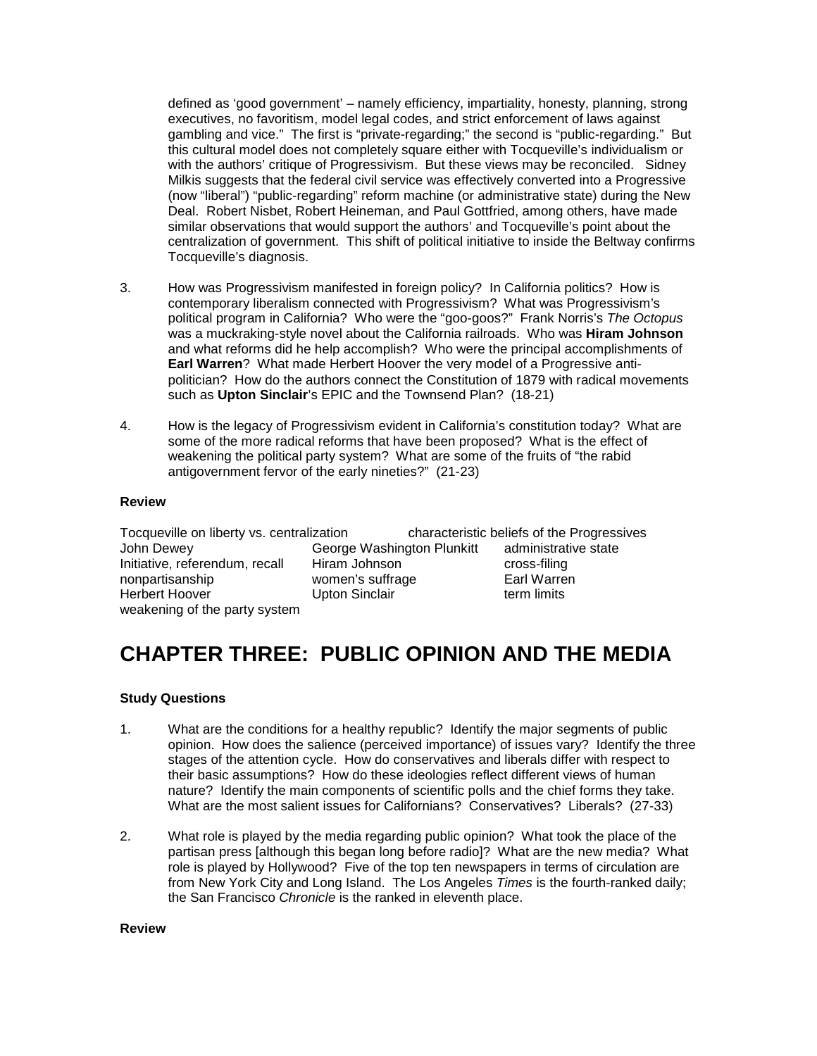defined as 'good government' – namely efficiency, impartiality, honesty, planning, strong executives, no favoritism, model legal codes, and strict enforcement of laws against gambling and vice." The first is "private-regarding;" the second is "public-regarding." But this cultural model does not completely square either with Tocqueville's individualism or with the authors' critique of Progressivism. But these views may be reconciled. Sidney Milkis suggests that the federal civil service was effectively converted into a Progressive (now "liberal") "public-regarding" reform machine (or administrative state) during the New Deal. Robert Nisbet, Robert Heineman, and Paul Gottfried, among others, have made similar observations that would support the authors' and Tocqueville's point about the centralization of government. This shift of political initiative to inside the Beltway confirms Tocqueville's diagnosis.

3. How was Progressivism manifested in foreign policy? In California politics? How is contemporary liberalism connected with Progressivism? What was Progressivism's political program in California? Who were the "goo-goos?" Frank Norris's *The Octopus* was a muckraking-style novel about the California railroads. Who was **Hiram Johnson** and what reforms did he help accomplish? Who were the principal accomplishments of **Earl Warren**? What made Herbert Hoover the very model of a Progressive anti-politician? How do the authors connect the Constitution of 1879 with radical movements such as **Upton Sinclair**'s EPIC and the Townsend Plan? (18-21)

4. How is the legacy of Progressivism evident in California's constitution today? What are some of the more radical reforms that have been proposed? What is the effect of weakening the political party system? What are some of the fruits of "the rabid antigovernment fervor of the early nineties?" (21-23)

**Review**

| | | |
|---|---|---|
| Tocqueville on liberty vs. centralization | | characteristic beliefs of the Progressives |
| John Dewey | George Washington Plunkitt | administrative state |
| Initiative, referendum, recall | Hiram Johnson | cross-filing |
| nonpartisanship | women's suffrage | Earl Warren |
| Herbert Hoover | Upton Sinclair | term limits |
| weakening of the party system | | |

# CHAPTER THREE: PUBLIC OPINION AND THE MEDIA

**Study Questions**

1. What are the conditions for a healthy republic? Identify the major segments of public opinion. How does the salience (perceived importance) of issues vary? Identify the three stages of the attention cycle. How do conservatives and liberals differ with respect to their basic assumptions? How do these ideologies reflect different views of human nature? Identify the main components of scientific polls and the chief forms they take. What are the most salient issues for Californians? Conservatives? Liberals? (27-33)

2. What role is played by the media regarding public opinion? What took the place of the partisan press [although this began long before radio]? What are the new media? What role is played by Hollywood? Five of the top ten newspapers in terms of circulation are from New York City and Long Island. The Los Angeles *Times* is the fourth-ranked daily; the San Francisco *Chronicle* is the ranked in eleventh place.

**Review**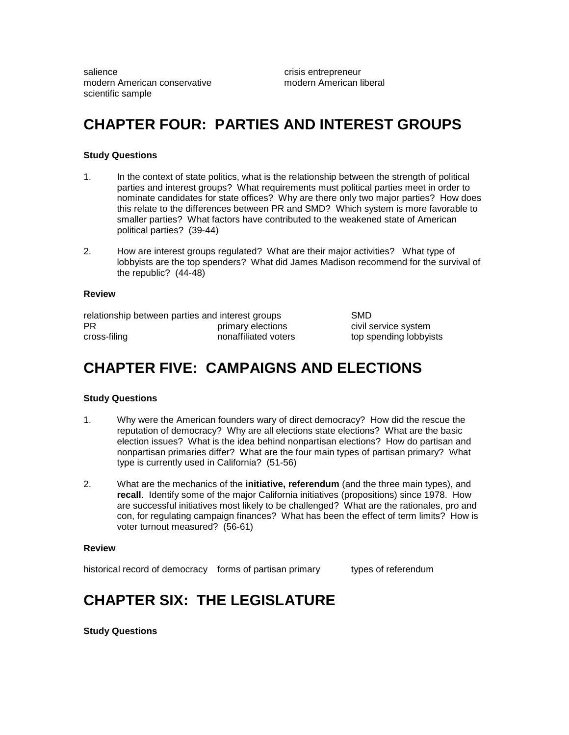salience
crisis entrepreneur
modern American conservative
modern American liberal
scientific sample

# CHAPTER FOUR: PARTIES AND INTEREST GROUPS

**Study Questions**

1. In the context of state politics, what is the relationship between the strength of political parties and interest groups? What requirements must political parties meet in order to nominate candidates for state offices? Why are there only two major parties? How does this relate to the differences between PR and SMD? Which system is more favorable to smaller parties? What factors have contributed to the weakened state of American political parties? (39-44)

2. How are interest groups regulated? What are their major activities? What type of lobbyists are the top spenders? What did James Madison recommend for the survival of the republic? (44-48)

**Review**

relationship between parties and interest groups
SMD
PR
primary elections
civil service system
cross-filing
nonaffiliated voters
top spending lobbyists

# CHAPTER FIVE: CAMPAIGNS AND ELECTIONS

**Study Questions**

1. Why were the American founders wary of direct democracy? How did the rescue the reputation of democracy? Why are all elections state elections? What are the basic election issues? What is the idea behind nonpartisan elections? How do partisan and nonpartisan primaries differ? What are the four main types of partisan primary? What type is currently used in California? (51-56)

2. What are the mechanics of the **initiative, referendum** (and the three main types), and **recall**. Identify some of the major California initiatives (propositions) since 1978. How are successful initiatives most likely to be challenged? What are the rationales, pro and con, for regulating campaign finances? What has been the effect of term limits? How is voter turnout measured? (56-61)

**Review**

historical record of democracy
forms of partisan primary
types of referendum

# CHAPTER SIX: THE LEGISLATURE

**Study Questions**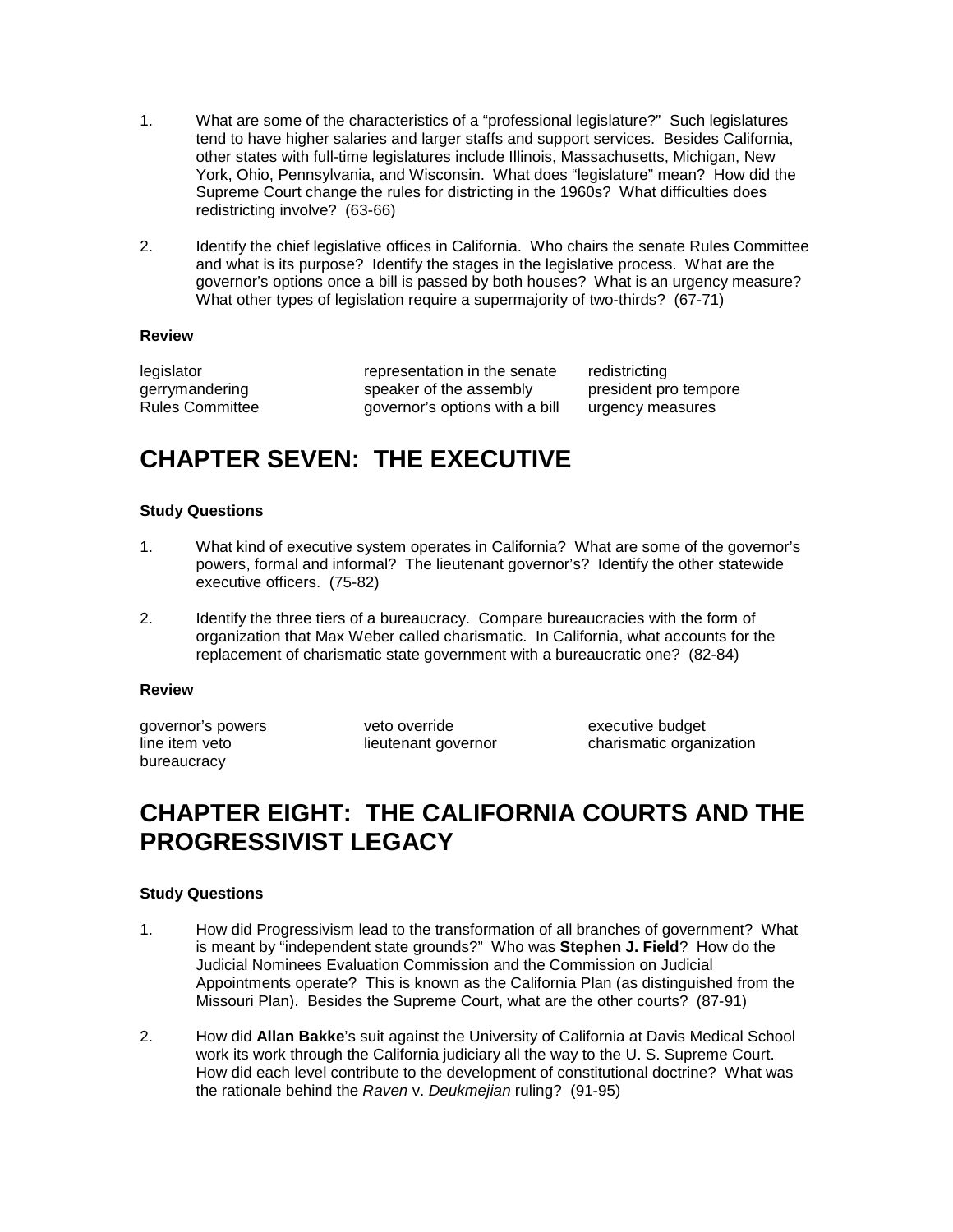1. What are some of the characteristics of a "professional legislature?" Such legislatures tend to have higher salaries and larger staffs and support services. Besides California, other states with full-time legislatures include Illinois, Massachusetts, Michigan, New York, Ohio, Pennsylvania, and Wisconsin. What does "legislature" mean? How did the Supreme Court change the rules for districting in the 1960s? What difficulties does redistricting involve? (63-66)

2. Identify the chief legislative offices in California. Who chairs the senate Rules Committee and what is its purpose? Identify the stages in the legislative process. What are the governor's options once a bill is passed by both houses? What is an urgency measure? What other types of legislation require a supermajority of two-thirds? (67-71)

**Review**

| | | |
|---|---|---|
| legislator | representation in the senate | redistricting |
| gerrymandering | speaker of the assembly | president pro tempore |
| Rules Committee | governor's options with a bill | urgency measures |

# CHAPTER SEVEN: THE EXECUTIVE

**Study Questions**

1. What kind of executive system operates in California? What are some of the governor's powers, formal and informal? The lieutenant governor's? Identify the other statewide executive officers. (75-82)

2. Identify the three tiers of a bureaucracy. Compare bureaucracies with the form of organization that Max Weber called charismatic. In California, what accounts for the replacement of charismatic state government with a bureaucratic one? (82-84)

**Review**

| | | |
|---|---|---|
| governor's powers | veto override | executive budget |
| line item veto | lieutenant governor | charismatic organization |
| bureaucracy | | |

# CHAPTER EIGHT: THE CALIFORNIA COURTS AND THE PROGRESSIVIST LEGACY

**Study Questions**

1. How did Progressivism lead to the transformation of all branches of government? What is meant by "independent state grounds?" Who was **Stephen J. Field**? How do the Judicial Nominees Evaluation Commission and the Commission on Judicial Appointments operate? This is known as the California Plan (as distinguished from the Missouri Plan). Besides the Supreme Court, what are the other courts? (87-91)

2. How did **Allan Bakke**'s suit against the University of California at Davis Medical School work its work through the California judiciary all the way to the U. S. Supreme Court. How did each level contribute to the development of constitutional doctrine? What was the rationale behind the *Raven* v. *Deukmejian* ruling? (91-95)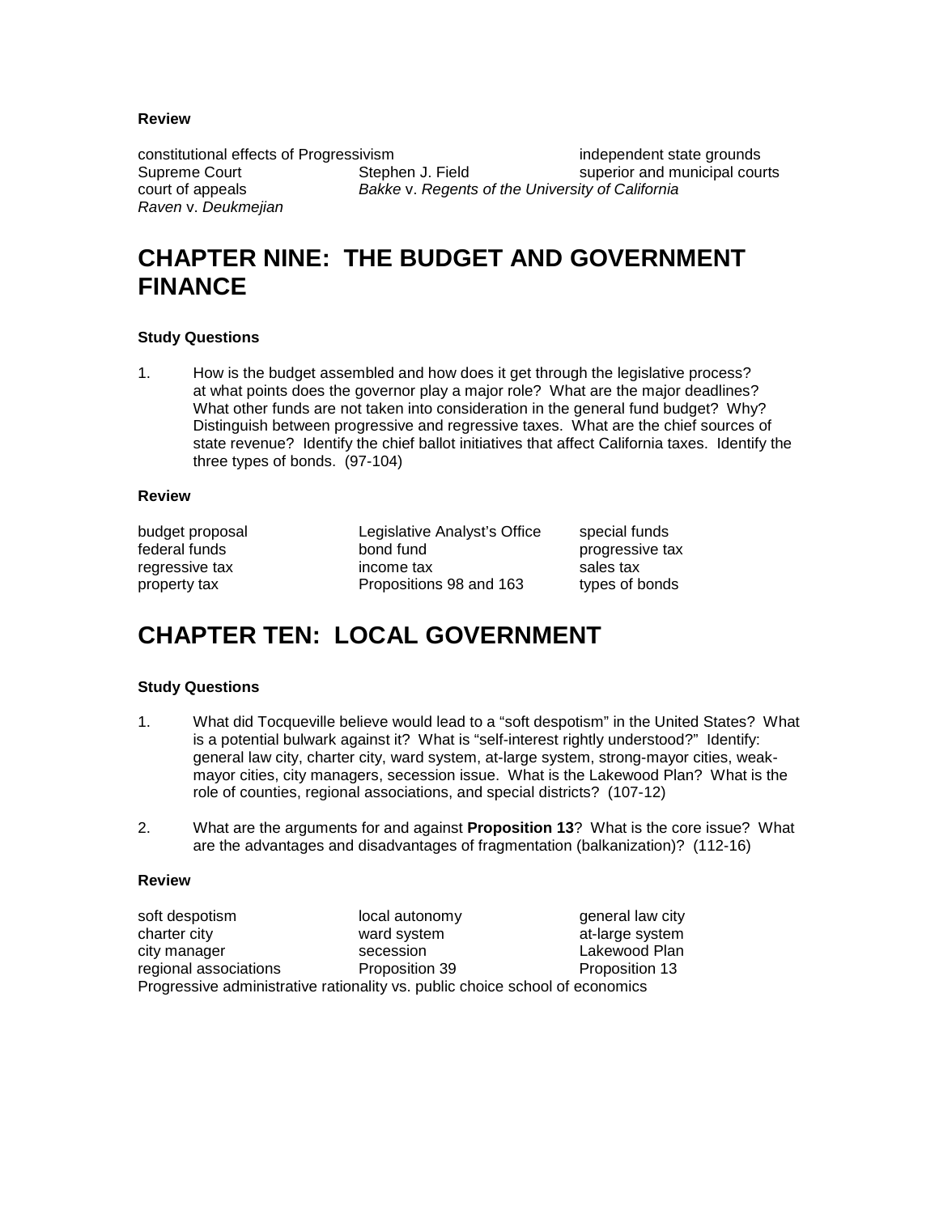**Review**

| | | |
|---|---|---|
| constitutional effects of Progressivism | | independent state grounds |
| Supreme Court | Stephen J. Field | superior and municipal courts |
| court of appeals | *Bakke* v. *Regents of the University of California* | |
| *Raven* v. *Deukmejian* | | |

# CHAPTER NINE: THE BUDGET AND GOVERNMENT FINANCE

**Study Questions**

1. How is the budget assembled and how does it get through the legislative process? at what points does the governor play a major role? What are the major deadlines? What other funds are not taken into consideration in the general fund budget? Why? Distinguish between progressive and regressive taxes. What are the chief sources of state revenue? Identify the chief ballot initiatives that affect California taxes. Identify the three types of bonds. (97-104)

**Review**

| | | |
|---|---|---|
| budget proposal | Legislative Analyst's Office | special funds |
| federal funds | bond fund | progressive tax |
| regressive tax | income tax | sales tax |
| property tax | Propositions 98 and 163 | types of bonds |

# CHAPTER TEN: LOCAL GOVERNMENT

**Study Questions**

1. What did Tocqueville believe would lead to a "soft despotism" in the United States? What is a potential bulwark against it? What is "self-interest rightly understood?" Identify: general law city, charter city, ward system, at-large system, strong-mayor cities, weak-mayor cities, city managers, secession issue. What is the Lakewood Plan? What is the role of counties, regional associations, and special districts? (107-12)

2. What are the arguments for and against **Proposition 13**? What is the core issue? What are the advantages and disadvantages of fragmentation (balkanization)? (112-16)

**Review**

| | | |
|---|---|---|
| soft despotism | local autonomy | general law city |
| charter city | ward system | at-large system |
| city manager | secession | Lakewood Plan |
| regional associations | Proposition 39 | Proposition 13 |

Progressive administrative rationality vs. public choice school of economics